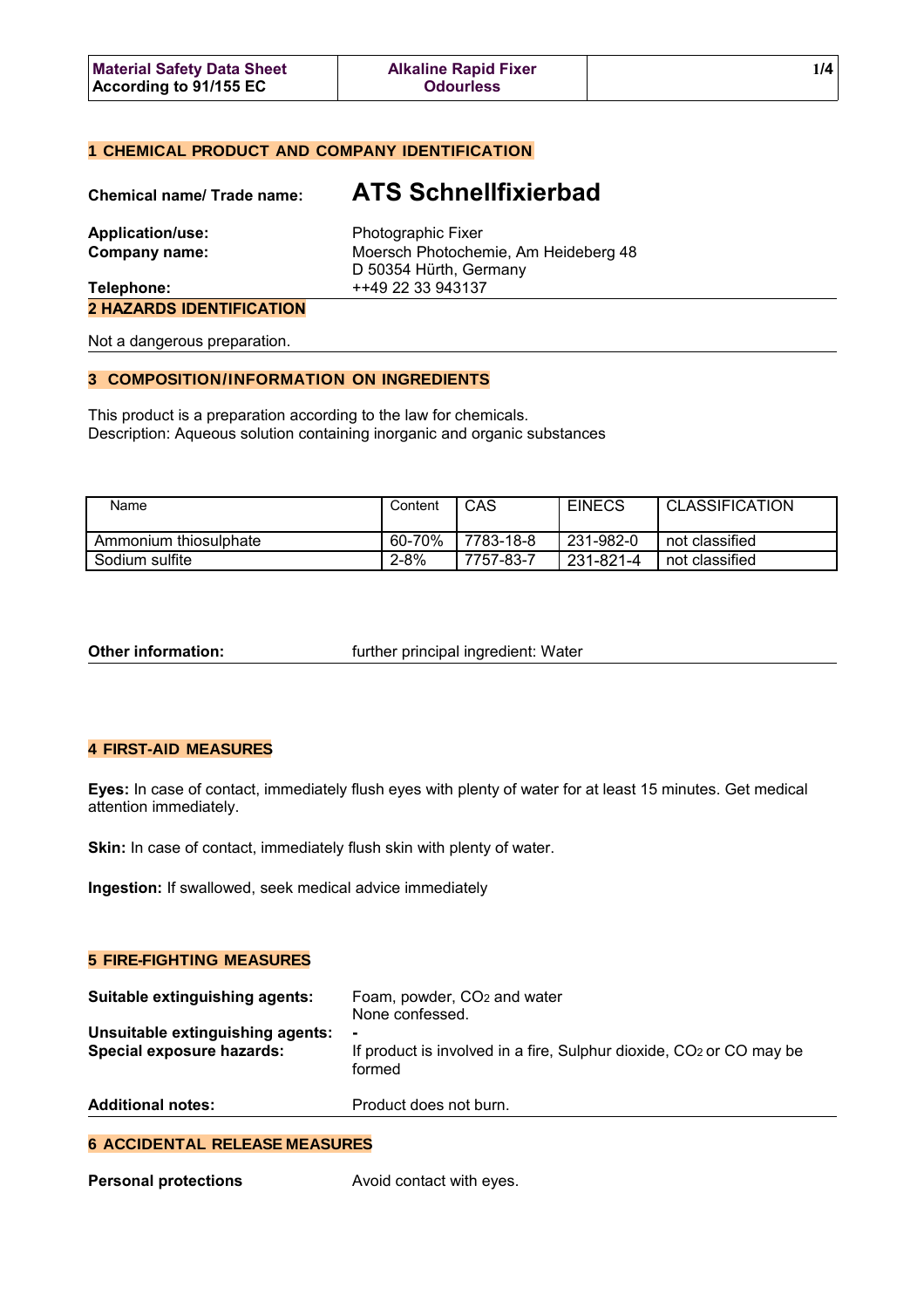| Material Safety Data Sheet According to 91/155 EC | Alkaline Rapid Fixer Odourless |
|---|---|

## 1 CHEMICAL PRODUCT AND COMPANY IDENTIFICATION

**Chemical name/ Trade name:** **ATS Schnellfixierbad**

**Application/use:** Photographic Fixer

**Company name:** Moersch Photochemie, Am Heideberg 48
D 50354 Hürth, Germany

**Telephone:** ++49 22 33 943137

## 2 HAZARDS IDENTIFICATION

Not a dangerous preparation.

## 3 COMPOSITION/INFORMATION ON INGREDIENTS

This product is a preparation according to the law for chemicals.
Description: Aqueous solution containing inorganic and organic substances

| Name | Content | CAS | EINECS | CLASSIFICATION |
|---|---|---|---|---|
| Ammonium thiosulphate | 60-70% | 7783-18-8 | 231-982-0 | not classified |
| Sodium sulfite | 2-8% | 7757-83-7 | 231-821-4 | not classified |

**Other information:** further principal ingredient: Water

## 4 FIRST-AID MEASURES

**Eyes:** In case of contact, immediately flush eyes with plenty of water for at least 15 minutes. Get medical attention immediately.

**Skin:** In case of contact, immediately flush skin with plenty of water.

**Ingestion:** If swallowed, seek medical advice immediately

## 5 FIRE-FIGHTING MEASURES

**Suitable extinguishing agents:** Foam, powder, $CO_2$ and water
None confessed.

**Unsuitable extinguishing agents:** -

**Special exposure hazards:** If product is involved in a fire, Sulphur dioxide, $CO_2$ or CO may be formed

**Additional notes:** Product does not burn.

## 6 ACCIDENTAL RELEASE MEASURES

**Personal protections** Avoid contact with eyes.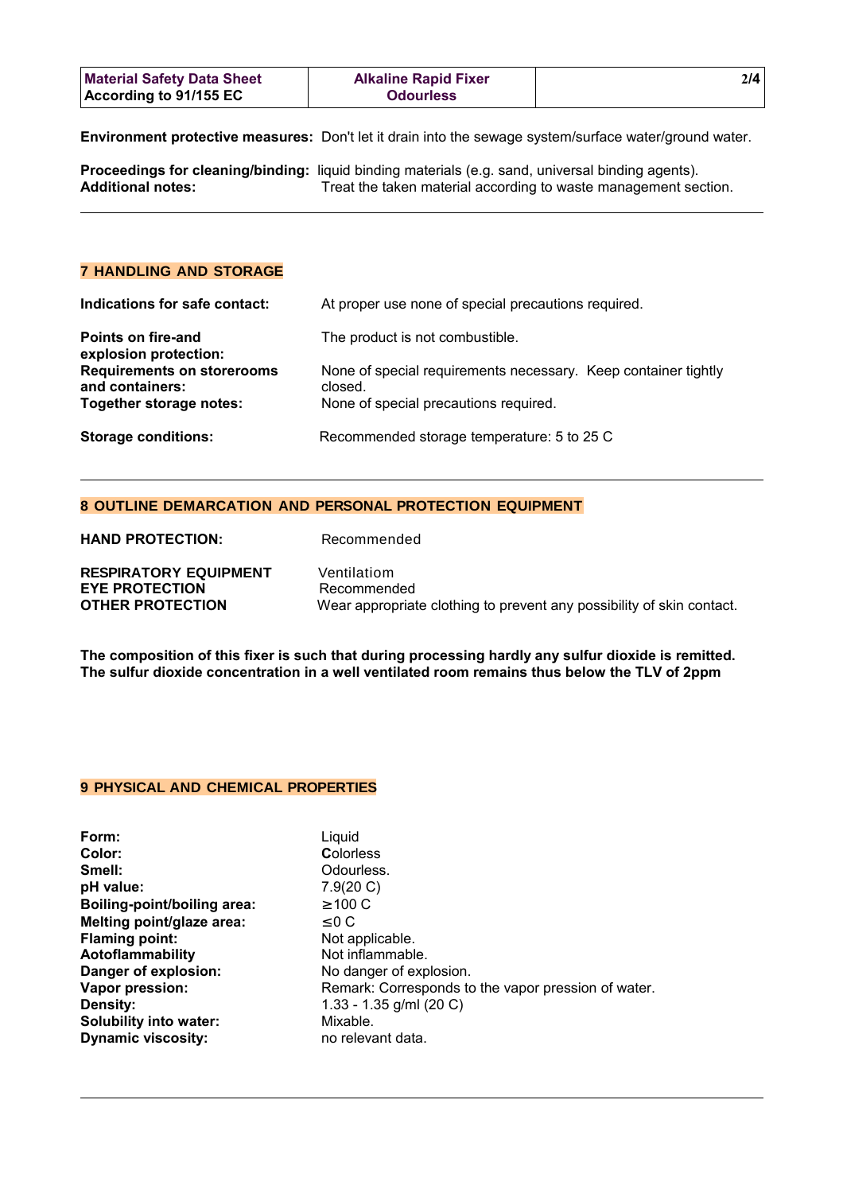**Environment protective measures:** Don't let it drain into the sewage system/surface water/ground water.

**Proceedings for cleaning/binding:** liquid binding materials (e.g. sand, universal binding agents).
**Additional notes:** Treat the taken material according to waste management section.

---

## 7 HANDLING AND STORAGE

**Indications for safe contact:** At proper use none of special precautions required.

**Points on fire-and explosion protection:** The product is not combustible.

**Requirements on storerooms and containers:** None of special requirements necessary. Keep container tightly closed.

**Together storage notes:** None of special precautions required.

**Storage conditions:** Recommended storage temperature: 5 to 25 C

---

## 8 OUTLINE DEMARCATION AND PERSONAL PROTECTION EQUIPMENT

**HAND PROTECTION:** Recommended

**RESPIRATORY EQUIPMENT** Ventilatiom
**EYE PROTECTION** Recommended
**OTHER PROTECTION** Wear appropriate clothing to prevent any possibility of skin contact.

**The composition of this fixer is such that during processing hardly any sulfur dioxide is remitted. The sulfur dioxide concentration in a well ventilated room remains thus below the TLV of 2ppm**

## 9 PHYSICAL AND CHEMICAL PROPERTIES

**Form:** Liquid
**Color:** Colorless
**Smell:** Odourless.
**pH value:** 7.9(20 C)
**Boiling-point/boiling area:** $\geq$100 C
**Melting point/glaze area:** $\leq$0 C
**Flaming point:** Not applicable.
**Aotoflammability** Not inflammable.
**Danger of explosion:** No danger of explosion.
**Vapor pression:** Remark: Corresponds to the vapor pression of water.
**Density:** 1.33 - 1.35 g/ml (20 C)
**Solubility into water:** Mixable.
**Dynamic viscosity:** no relevant data.

---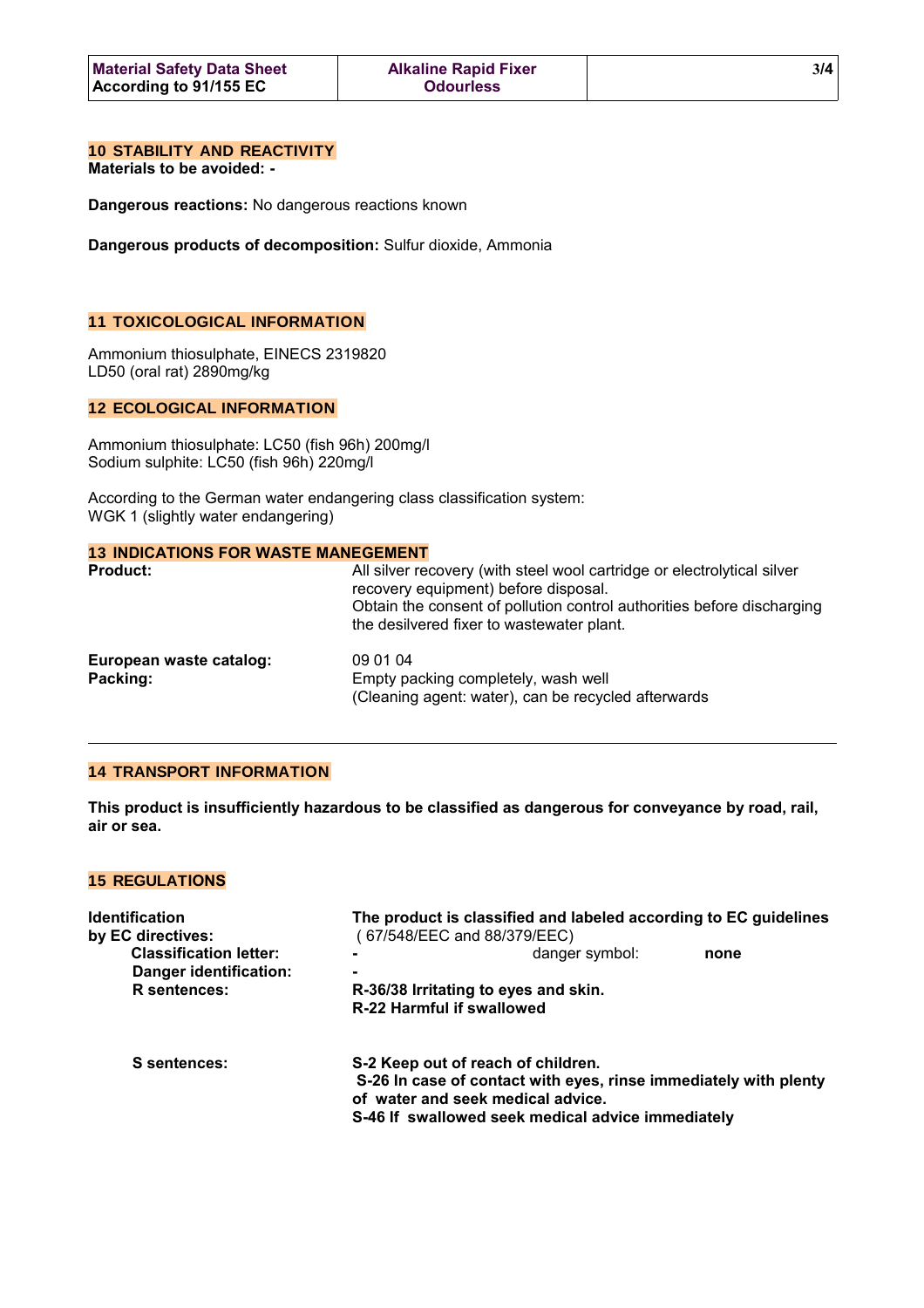## 10 STABILITY AND REACTIVITY

**Materials to be avoided: -**

**Dangerous reactions:** No dangerous reactions known

**Dangerous products of decomposition:** Sulfur dioxide, Ammonia

## 11 TOXICOLOGICAL INFORMATION

Ammonium thiosulphate, EINECS 2319820
LD50 (oral rat) 2890mg/kg

## 12 ECOLOGICAL INFORMATION

Ammonium thiosulphate: LC50 (fish 96h) 200mg/l
Sodium sulphite: LC50 (fish 96h) 220mg/l

According to the German water endangering class classification system:
WGK 1 (slightly water endangering)

## 13 INDICATIONS FOR WASTE MANEGEMENT

| | |
|---|---|
| **Product:** | All silver recovery (with steel wool cartridge or electrolytical silver recovery equipment) before disposal. Obtain the consent of pollution control authorities before discharging the desilvered fixer to wastewater plant. |
| **European waste catalog:** | 09 01 04 |
| **Packing:** | Empty packing completely, wash well (Cleaning agent: water), can be recycled afterwards |

---

## 14 TRANSPORT INFORMATION

**This product is insufficiently hazardous to be classified as dangerous for conveyance by road, rail, air or sea.**

## 15 REGULATIONS

| | |
|---|---|
| **Identification by EC directives:** | **The product is classified and labeled according to EC guidelines** (67/548/EEC and 88/379/EEC) |
| **Classification letter:** | **-** danger symbol: **none** |
| **Danger identification:** | **-** |
| **R sentences:** | **R-36/38 Irritating to eyes and skin.**<br>**R-22 Harmful if swallowed** |
| **S sentences:** | **S-2 Keep out of reach of children.**<br>**S-26 In case of contact with eyes, rinse immediately with plenty of water and seek medical advice.**<br>**S-46 If swallowed seek medical advice immediately** |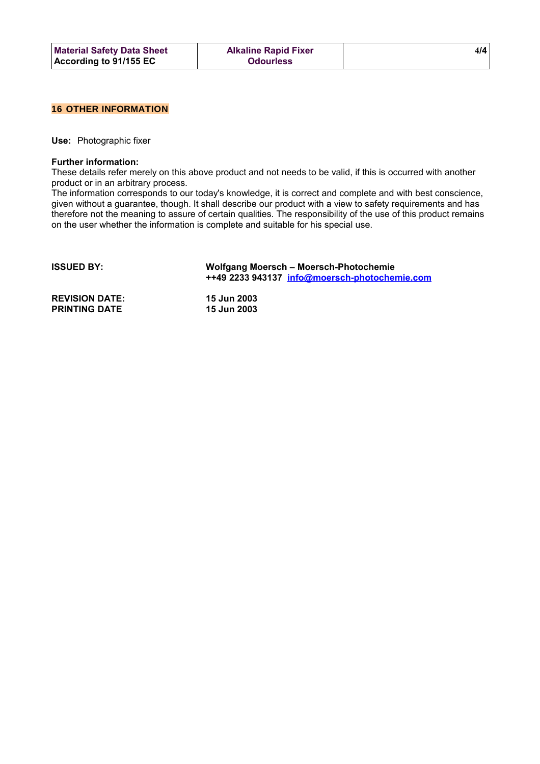## 16 OTHER INFORMATION

**Use:** Photographic fixer

**Further information:**
These details refer merely on this above product and not needs to be valid, if this is occurred with another product or in an arbitrary process.
The information corresponds to our today's knowledge, it is correct and complete and with best conscience, given without a guarantee, though. It shall describe our product with a view to safety requirements and has therefore not the meaning to assure of certain qualities. The responsibility of the use of this product remains on the user whether the information is complete and suitable for his special use.

**ISSUED BY:** **Wolfgang Moersch – Moersch-Photochemie**
**++49 2233 943137 info@moersch-photochemie.com**

**REVISION DATE:** **15 Jun 2003**
**PRINTING DATE** **15 Jun 2003**